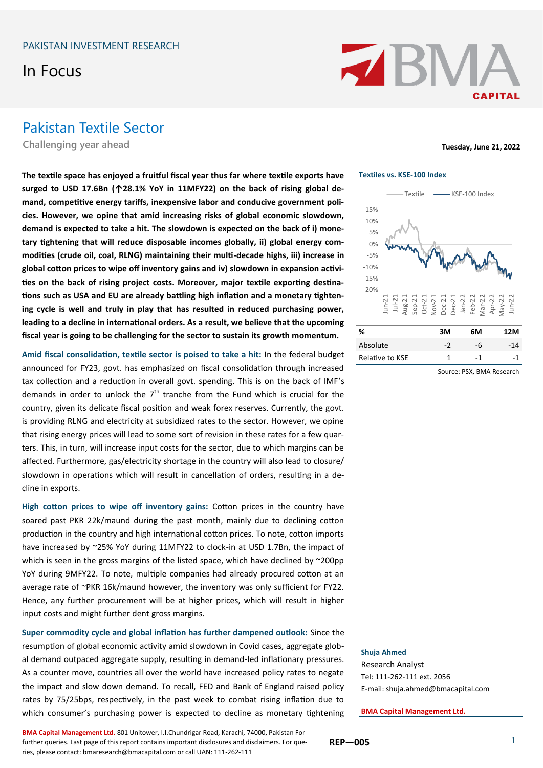PAKISTAN INVESTMENT RESEARCH

In Focus

# Pakistan Textile Sector

## Challenging year ahead

**Tuesday, June 21, 2022**

**The textile space has enjoyed a fruitful fiscal year thus far where textile exports have surged to USD 17.6Bn (↑28.1% YoY in 11MFY22) on the back of rising global demand, competitive energy tariffs, inexpensive labor and conducive government policies. However, we opine that amid increasing risks of global economic slowdown, demand is expected to take a hit. The slowdown is expected on the back of i) monetary tightening that will reduce disposable incomes globally, ii) global energy commodities (crude oil, coal, RLNG) maintaining their multi-decade highs, iii) increase in global cotton prices to wipe off inventory gains and iv) slowdown in expansion activities on the back of rising project costs. Moreover, major textile exporting destinations such as USA and EU are already battling high inflation and a monetary tightening cycle is well and truly in play that has resulted in reduced purchasing power, leading to a decline in international orders. As a result, we believe that the upcoming fiscal year is going to be challenging for the sector to sustain its growth momentum.**

**Amid fiscal consolidation, textile sector is poised to take a hit:** In the federal budget announced for FY23, govt. has emphasized on fiscal consolidation through increased tax collection and a reduction in overall govt. spending. This is on the back of IMF's demands in order to unlock the 7th tranche from the Fund which is crucial for the country, given its delicate fiscal position and weak forex reserves. Currently, the govt. is providing RLNG and electricity at subsidized rates to the sector. However, we opine that rising energy prices will lead to some sort of revision in these rates for a few quarters. This, in turn, will increase input costs for the sector, due to which margins can be affected. Furthermore, gas/electricity shortage in the country will also lead to closure/ slowdown in operations which will result in cancellation of orders, resulting in a decline in exports.

**High cotton prices to wipe off inventory gains:** Cotton prices in the country have soared past PKR 22k/maund during the past month, mainly due to declining cotton production in the country and high international cotton prices. To note, cotton imports have increased by ~25% YoY during 11MFY22 to clock-in at USD 1.7Bn, the impact of which is seen in the gross margins of the listed space, which have declined by ~200pp YoY during 9MFY22. To note, multiple companies had already procured cotton at an average rate of ~PKR 16k/maund however, the inventory was only sufficient for FY22. Hence, any further procurement will be at higher prices, which will result in higher input costs and might further dent gross margins.

**Super commodity cycle and global inflation has further dampened outlook:** Since the resumption of global economic activity amid slowdown in Covid cases, aggregate global demand outpaced aggregate supply, resulting in demand-led inflationary pressures. As a counter move, countries all over the world have increased policy rates to negate the impact and slow down demand. To recall, FED and Bank of England raised policy rates by 75/25bps, respectively, in the past week to combat rising inflation due to which consumer's purchasing power is expected to decline as monetary tightening

**Textiles vs. KSE-100 Index**

| % | 3M | 6M | 12M |
|---|---|---|---|
| Absolute | -2 | -6 | -14 |
| Relative to KSE | 1 | -1 | -1 |

Source: PSX, BMA Research

**Shuja Ahmed**
Research Analyst
Tel: 111-262-111 ext. 2056
E-mail: shuja.ahmed@bmacapital.com

**BMA Capital Management Ltd.**

**BMA Capital Management Ltd.** 801 Unitower, I.I.Chundrigar Road, Karachi, 74000, Pakistan For further queries. Last page of this report contains important disclosures and disclaimers. For queries, please contact: bmaresearch@bmacapital.com or call UAN: 111-262-111

**REP—005**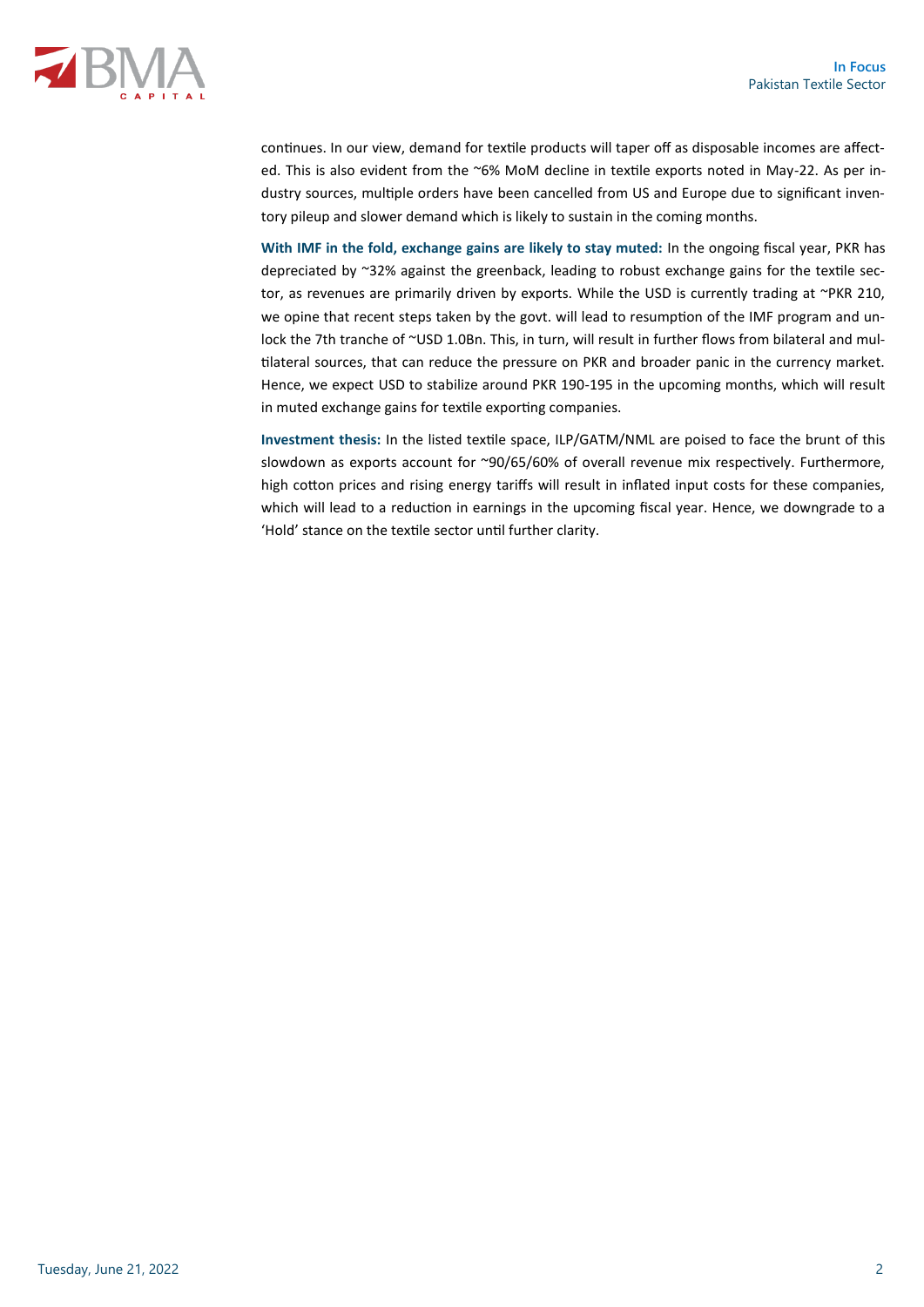continues. In our view, demand for textile products will taper off as disposable incomes are affected. This is also evident from the ~6% MoM decline in textile exports noted in May-22. As per industry sources, multiple orders have been cancelled from US and Europe due to significant inventory pileup and slower demand which is likely to sustain in the coming months.

**With IMF in the fold, exchange gains are likely to stay muted:** In the ongoing fiscal year, PKR has depreciated by ~32% against the greenback, leading to robust exchange gains for the textile sector, as revenues are primarily driven by exports. While the USD is currently trading at ~PKR 210, we opine that recent steps taken by the govt. will lead to resumption of the IMF program and unlock the 7th tranche of ~USD 1.0Bn. This, in turn, will result in further flows from bilateral and multilateral sources, that can reduce the pressure on PKR and broader panic in the currency market. Hence, we expect USD to stabilize around PKR 190-195 in the upcoming months, which will result in muted exchange gains for textile exporting companies.

**Investment thesis:** In the listed textile space, ILP/GATM/NML are poised to face the brunt of this slowdown as exports account for ~90/65/60% of overall revenue mix respectively. Furthermore, high cotton prices and rising energy tariffs will result in inflated input costs for these companies, which will lead to a reduction in earnings in the upcoming fiscal year. Hence, we downgrade to a 'Hold' stance on the textile sector until further clarity.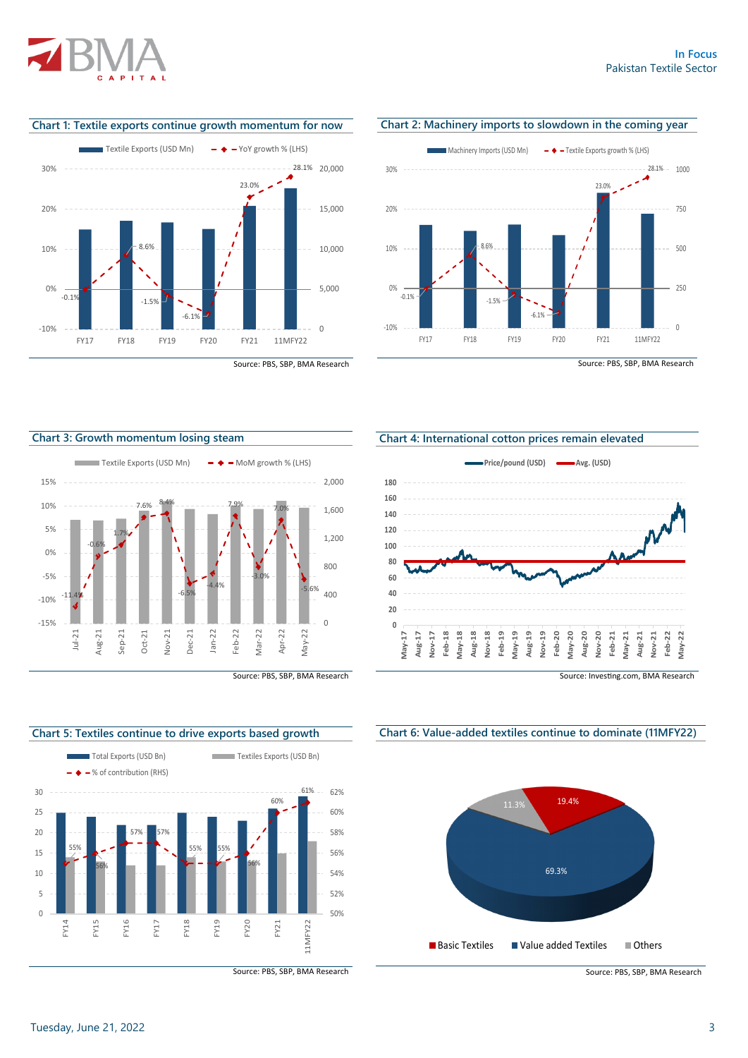Chart 1: Textile exports continue growth momentum for now

Textile Exports (USD Mn) — YoY growth % (LHS)

| | FY17 | FY18 | FY19 | FY20 | FY21 | 11MFY22 |
|---|---|---|---|---|---|---|
| YoY growth % | -0.1% | 8.6% | -1.5% | -6.1% | 23.0% | 28.1% |

Source: PBS, SBP, BMA Research

Chart 2: Machinery imports to slowdown in the coming year

Machinery Imports (USD Mn) — Textile Exports growth % (LHS)

| | FY17 | FY18 | FY19 | FY20 | FY21 | 11MFY22 |
|---|---|---|---|---|---|---|
| Textile Exports growth % | -0.1% | 8.6% | -1.5% | -6.1% | 23.0% | 28.1% |

Source: PBS, SBP, BMA Research

Chart 3: Growth momentum losing steam

Textile Exports (USD Mn) — MoM growth % (LHS)

| | Jul-21 | Aug-21 | Sep-21 | Oct-21 | Nov-21 | Dec-21 | Jan-22 | Feb-22 | Mar-22 | Apr-22 | May-22 |
|---|---|---|---|---|---|---|---|---|---|---|---|
| MoM growth % | -11.4% | -0.6% | 1.7% | 7.6% | 8.4% | -6.5% | -4.4% | 7.9% | -3.0% | 7.0% | -5.6% |

Source: PBS, SBP, BMA Research

Chart 4: International cotton prices remain elevated

Price/pound (USD) — Avg. (USD)

Source: Investing.com, BMA Research

Chart 5: Textiles continue to drive exports based growth

Total Exports (USD Bn) — Textiles Exports (USD Bn) — % of contribution (RHS)

| | FY14 | FY15 | FY16 | FY17 | FY18 | FY19 | FY20 | FY21 | 11MFY22 |
|---|---|---|---|---|---|---|---|---|---|
| % of contribution | 55% | 56% | 57% | 57% | 55% | 55% | 56% | 60% | 61% |

Source: PBS, SBP, BMA Research

Chart 6: Value-added textiles continue to dominate (11MFY22)

| Category | Share |
|---|---|
| Basic Textiles | 19.4% |
| Value added Textiles | 69.3% |
| Others | 11.3% |

Source: PBS, SBP, BMA Research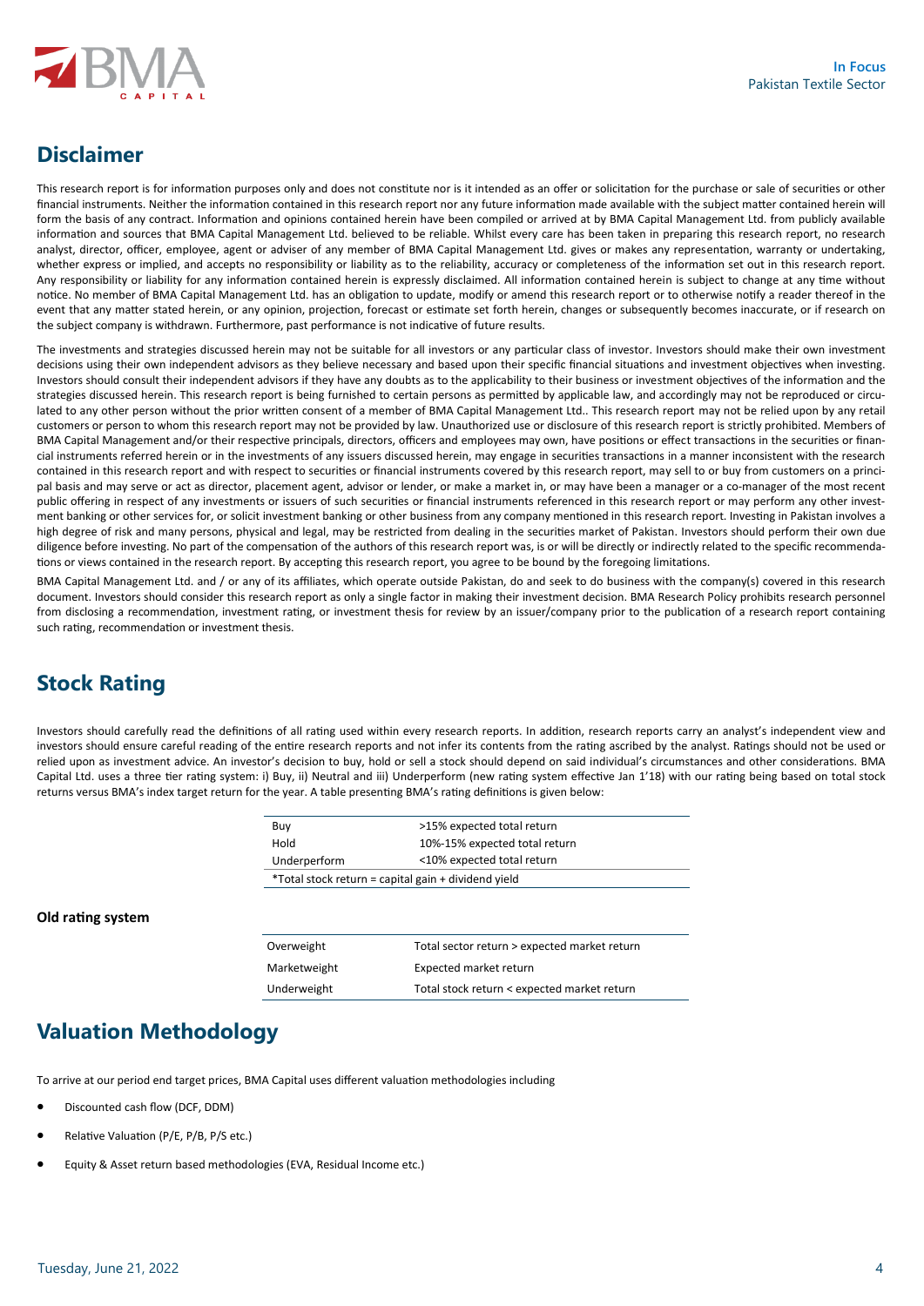## Disclaimer

This research report is for information purposes only and does not constitute nor is it intended as an offer or solicitation for the purchase or sale of securities or other financial instruments. Neither the information contained in this research report nor any future information made available with the subject matter contained herein will form the basis of any contract. Information and opinions contained herein have been compiled or arrived at by BMA Capital Management Ltd. from publicly available information and sources that BMA Capital Management Ltd. believed to be reliable. Whilst every care has been taken in preparing this research report, no research analyst, director, officer, employee, agent or adviser of any member of BMA Capital Management Ltd. gives or makes any representation, warranty or undertaking, whether express or implied, and accepts no responsibility or liability as to the reliability, accuracy or completeness of the information set out in this research report. Any responsibility or liability for any information contained herein is expressly disclaimed. All information contained herein is subject to change at any time without notice. No member of BMA Capital Management Ltd. has an obligation to update, modify or amend this research report or to otherwise notify a reader thereof in the event that any matter stated herein, or any opinion, projection, forecast or estimate set forth herein, changes or subsequently becomes inaccurate, or if research on the subject company is withdrawn. Furthermore, past performance is not indicative of future results.

The investments and strategies discussed herein may not be suitable for all investors or any particular class of investor. Investors should make their own investment decisions using their own independent advisors as they believe necessary and based upon their specific financial situations and investment objectives when investing. Investors should consult their independent advisors if they have any doubts as to the applicability to their business or investment objectives of the information and the strategies discussed herein. This research report is being furnished to certain persons as permitted by applicable law, and accordingly may not be reproduced or circulated to any other person without the prior written consent of a member of BMA Capital Management Ltd.. This research report may not be relied upon by any retail customers or person to whom this research report may not be provided by law. Unauthorized use or disclosure of this research report is strictly prohibited. Members of BMA Capital Management and/or their respective principals, directors, officers and employees may own, have positions or effect transactions in the securities or financial instruments referred herein or in the investments of any issuers discussed herein, may engage in securities transactions in a manner inconsistent with the research contained in this research report and with respect to securities or financial instruments covered by this research report, may sell to or buy from customers on a principal basis and may serve or act as director, placement agent, advisor or lender, or make a market in, or may have been a manager or a co-manager of the most recent public offering in respect of any investments or issuers of such securities or financial instruments referenced in this research report or may perform any other investment banking or other services for, or solicit investment banking or other business from any company mentioned in this research report. Investing in Pakistan involves a high degree of risk and many persons, physical and legal, may be restricted from dealing in the securities market of Pakistan. Investors should perform their own due diligence before investing. No part of the compensation of the authors of this research report was, is or will be directly or indirectly related to the specific recommendations or views contained in the research report. By accepting this research report, you agree to be bound by the foregoing limitations.

BMA Capital Management Ltd. and / or any of its affiliates, which operate outside Pakistan, do and seek to do business with the company(s) covered in this research document. Investors should consider this research report as only a single factor in making their investment decision. BMA Research Policy prohibits research personnel from disclosing a recommendation, investment rating, or investment thesis for review by an issuer/company prior to the publication of a research report containing such rating, recommendation or investment thesis.

## Stock Rating

Investors should carefully read the definitions of all rating used within every research reports. In addition, research reports carry an analyst's independent view and investors should ensure careful reading of the entire research reports and not infer its contents from the rating ascribed by the analyst. Ratings should not be used or relied upon as investment advice. An investor's decision to buy, hold or sell a stock should depend on said individual's circumstances and other considerations. BMA Capital Ltd. uses a three tier rating system: i) Buy, ii) Neutral and iii) Underperform (new rating system effective Jan 1'18) with our rating being based on total stock returns versus BMA's index target return for the year. A table presenting BMA's rating definitions is given below:

| | |
|---|---|
| Buy | >15% expected total return |
| Hold | 10%-15% expected total return |
| Underperform | <10% expected total return |
| *Total stock return = capital gain + dividend yield | |

**Old rating system**

| | |
|---|---|
| Overweight | Total sector return > expected market return |
| Marketweight | Expected market return |
| Underweight | Total stock return < expected market return |

## Valuation Methodology

To arrive at our period end target prices, BMA Capital uses different valuation methodologies including

- Discounted cash flow (DCF, DDM)
- Relative Valuation (P/E, P/B, P/S etc.)
- Equity & Asset return based methodologies (EVA, Residual Income etc.)